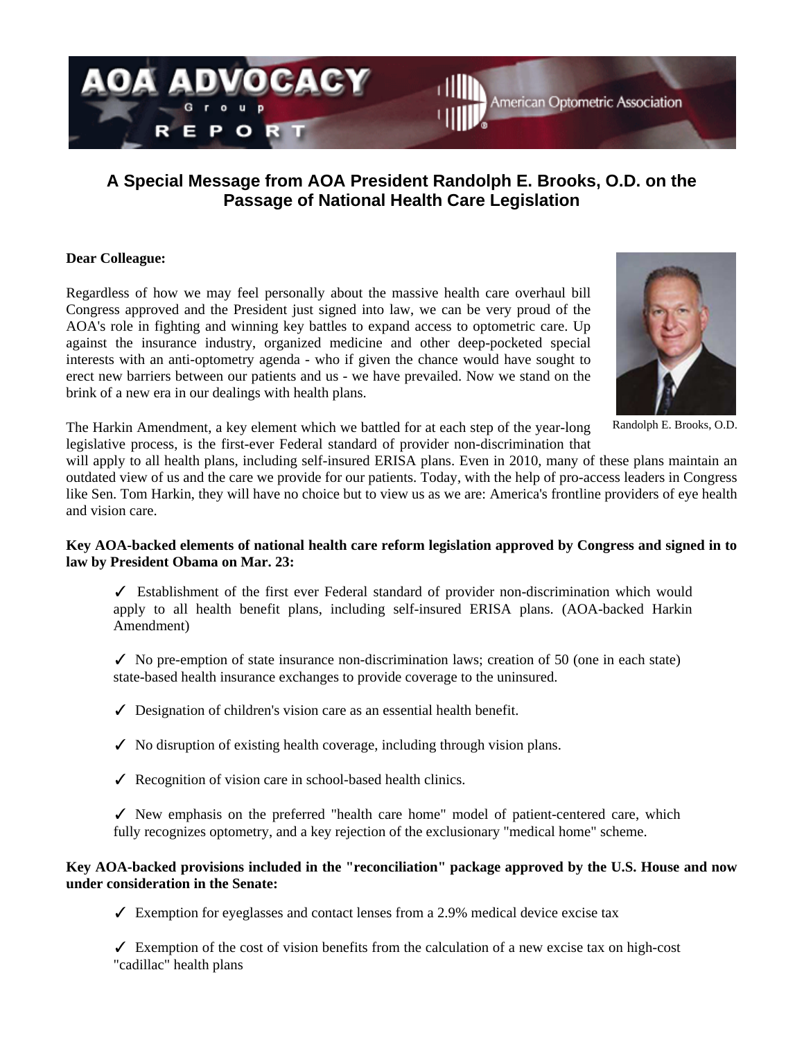AOA ADVOCACY Group REPORT

American Optometric Association

## A Special Message from AOA President Randolph E. Brooks, O.D. on the Passage of National Health Care Legislation

**Dear Colleague:**

Regardless of how we may feel personally about the massive health care overhaul bill Congress approved and the President just signed into law, we can be very proud of the AOA's role in fighting and winning key battles to expand access to optometric care. Up against the insurance industry, organized medicine and other deep-pocketed special interests with an anti-optometry agenda - who if given the chance would have sought to erect new barriers between our patients and us - we have prevailed. Now we stand on the brink of a new era in our dealings with health plans.

Randolph E. Brooks, O.D.

The Harkin Amendment, a key element which we battled for at each step of the year-long legislative process, is the first-ever Federal standard of provider non-discrimination that will apply to all health plans, including self-insured ERISA plans. Even in 2010, many of these plans maintain an outdated view of us and the care we provide for our patients. Today, with the help of pro-access leaders in Congress like Sen. Tom Harkin, they will have no choice but to view us as we are: America's frontline providers of eye health and vision care.

**Key AOA-backed elements of national health care reform legislation approved by Congress and signed in to law by President Obama on Mar. 23:**

✓ Establishment of the first ever Federal standard of provider non-discrimination which would apply to all health benefit plans, including self-insured ERISA plans. (AOA-backed Harkin Amendment)

✓ No pre-emption of state insurance non-discrimination laws; creation of 50 (one in each state) state-based health insurance exchanges to provide coverage to the uninsured.

✓ Designation of children's vision care as an essential health benefit.

✓ No disruption of existing health coverage, including through vision plans.

✓ Recognition of vision care in school-based health clinics.

✓ New emphasis on the preferred "health care home" model of patient-centered care, which fully recognizes optometry, and a key rejection of the exclusionary "medical home" scheme.

**Key AOA-backed provisions included in the "reconciliation" package approved by the U.S. House and now under consideration in the Senate:**

✓ Exemption for eyeglasses and contact lenses from a 2.9% medical device excise tax

✓ Exemption of the cost of vision benefits from the calculation of a new excise tax on high-cost "cadillac" health plans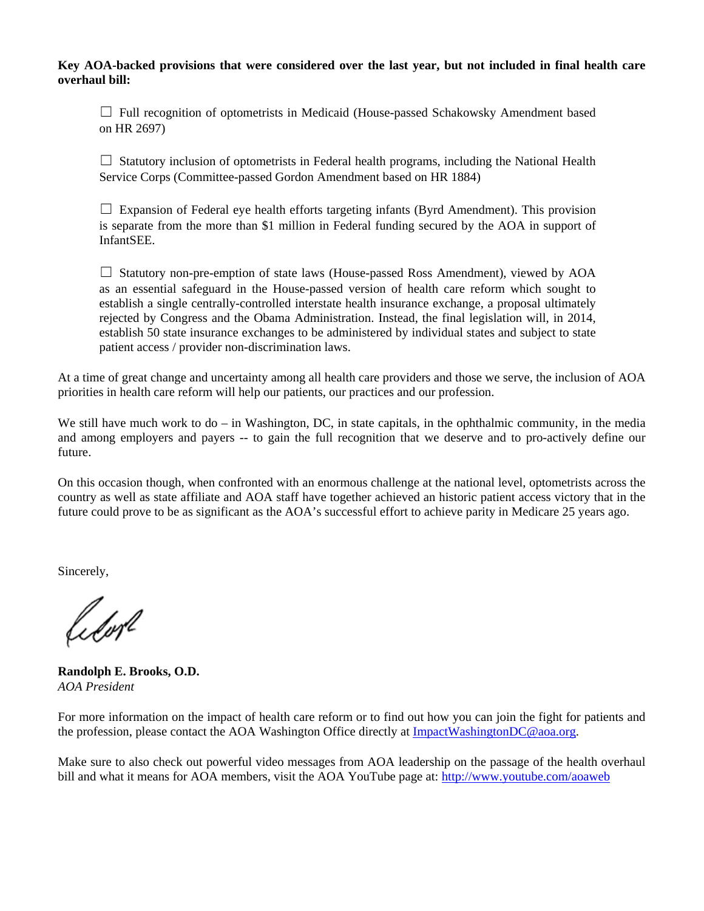**Key AOA-backed provisions that were considered over the last year, but not included in final health care overhaul bill:**

☐ Full recognition of optometrists in Medicaid (House-passed Schakowsky Amendment based on HR 2697)

☐ Statutory inclusion of optometrists in Federal health programs, including the National Health Service Corps (Committee-passed Gordon Amendment based on HR 1884)

☐ Expansion of Federal eye health efforts targeting infants (Byrd Amendment). This provision is separate from the more than $1 million in Federal funding secured by the AOA in support of InfantSEE.

☐ Statutory non-pre-emption of state laws (House-passed Ross Amendment), viewed by AOA as an essential safeguard in the House-passed version of health care reform which sought to establish a single centrally-controlled interstate health insurance exchange, a proposal ultimately rejected by Congress and the Obama Administration. Instead, the final legislation will, in 2014, establish 50 state insurance exchanges to be administered by individual states and subject to state patient access / provider non-discrimination laws.

At a time of great change and uncertainty among all health care providers and those we serve, the inclusion of AOA priorities in health care reform will help our patients, our practices and our profession.

We still have much work to do – in Washington, DC, in state capitals, in the ophthalmic community, in the media and among employers and payers -- to gain the full recognition that we deserve and to pro-actively define our future.

On this occasion though, when confronted with an enormous challenge at the national level, optometrists across the country as well as state affiliate and AOA staff have together achieved an historic patient access victory that in the future could prove to be as significant as the AOA's successful effort to achieve parity in Medicare 25 years ago.

Sincerely,

**Randolph E. Brooks, O.D.**
*AOA President*

For more information on the impact of health care reform or to find out how you can join the fight for patients and the profession, please contact the AOA Washington Office directly at ImpactWashingtonDC@aoa.org.

Make sure to also check out powerful video messages from AOA leadership on the passage of the health overhaul bill and what it means for AOA members, visit the AOA YouTube page at: http://www.youtube.com/aoaweb